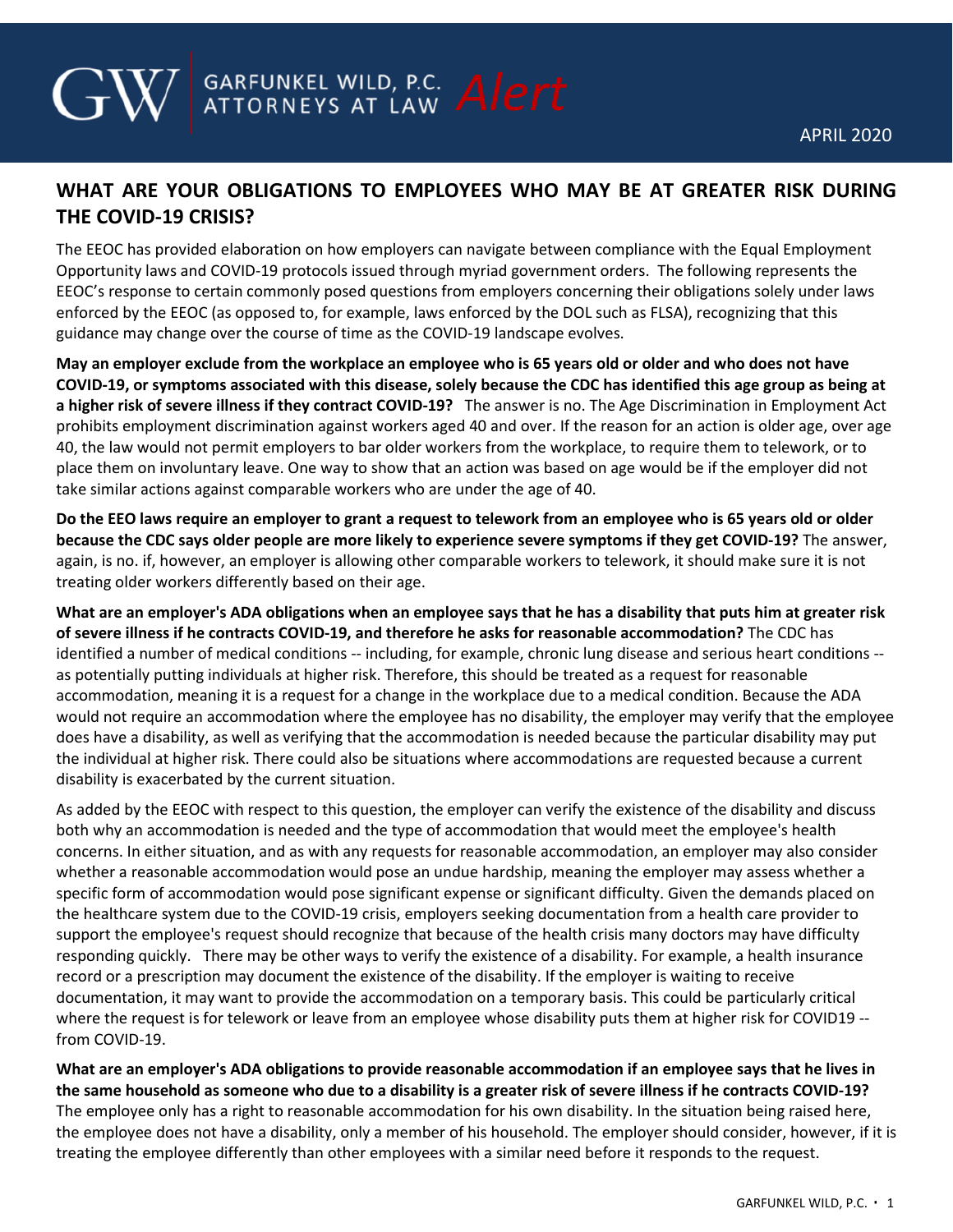# WHAT ARE YOUR OBLIGATIONS TO EMPLOYEES WHO MAY BE AT GREATER RISK DURING THE COVID-19 CRISIS?

The EEOC has provided elaboration on how employers can navigate between compliance with the Equal Employment Opportunity laws and COVID-19 protocols issued through myriad government orders. The following represents the EEOC's response to certain commonly posed questions from employers concerning their obligations solely under laws enforced by the EEOC (as opposed to, for example, laws enforced by the DOL such as FLSA), recognizing that this guidance may change over the course of time as the COVID-19 landscape evolves.

**May an employer exclude from the workplace an employee who is 65 years old or older and who does not have COVID-19, or symptoms associated with this disease, solely because the CDC has identified this age group as being at a higher risk of severe illness if they contract COVID-19?** The answer is no. The Age Discrimination in Employment Act prohibits employment discrimination against workers aged 40 and over. If the reason for an action is older age, over age 40, the law would not permit employers to bar older workers from the workplace, to require them to telework, or to place them on involuntary leave. One way to show that an action was based on age would be if the employer did not take similar actions against comparable workers who are under the age of 40.

**Do the EEO laws require an employer to grant a request to telework from an employee who is 65 years old or older because the CDC says older people are more likely to experience severe symptoms if they get COVID-19?** The answer, again, is no. if, however, an employer is allowing other comparable workers to telework, it should make sure it is not treating older workers differently based on their age.

**What are an employer's ADA obligations when an employee says that he has a disability that puts him at greater risk of severe illness if he contracts COVID-19, and therefore he asks for reasonable accommodation?** The CDC has identified a number of medical conditions -- including, for example, chronic lung disease and serious heart conditions -- as potentially putting individuals at higher risk. Therefore, this should be treated as a request for reasonable accommodation, meaning it is a request for a change in the workplace due to a medical condition. Because the ADA would not require an accommodation where the employee has no disability, the employer may verify that the employee does have a disability, as well as verifying that the accommodation is needed because the particular disability may put the individual at higher risk. There could also be situations where accommodations are requested because a current disability is exacerbated by the current situation.

As added by the EEOC with respect to this question, the employer can verify the existence of the disability and discuss both why an accommodation is needed and the type of accommodation that would meet the employee's health concerns. In either situation, and as with any requests for reasonable accommodation, an employer may also consider whether a reasonable accommodation would pose an undue hardship, meaning the employer may assess whether a specific form of accommodation would pose significant expense or significant difficulty. Given the demands placed on the healthcare system due to the COVID-19 crisis, employers seeking documentation from a health care provider to support the employee's request should recognize that because of the health crisis many doctors may have difficulty responding quickly. There may be other ways to verify the existence of a disability. For example, a health insurance record or a prescription may document the existence of the disability. If the employer is waiting to receive documentation, it may want to provide the accommodation on a temporary basis. This could be particularly critical where the request is for telework or leave from an employee whose disability puts them at higher risk for COVID19 -- from COVID-19.

**What are an employer's ADA obligations to provide reasonable accommodation if an employee says that he lives in the same household as someone who due to a disability is a greater risk of severe illness if he contracts COVID-19?** The employee only has a right to reasonable accommodation for his own disability. In the situation being raised here, the employee does not have a disability, only a member of his household. The employer should consider, however, if it is treating the employee differently than other employees with a similar need before it responds to the request.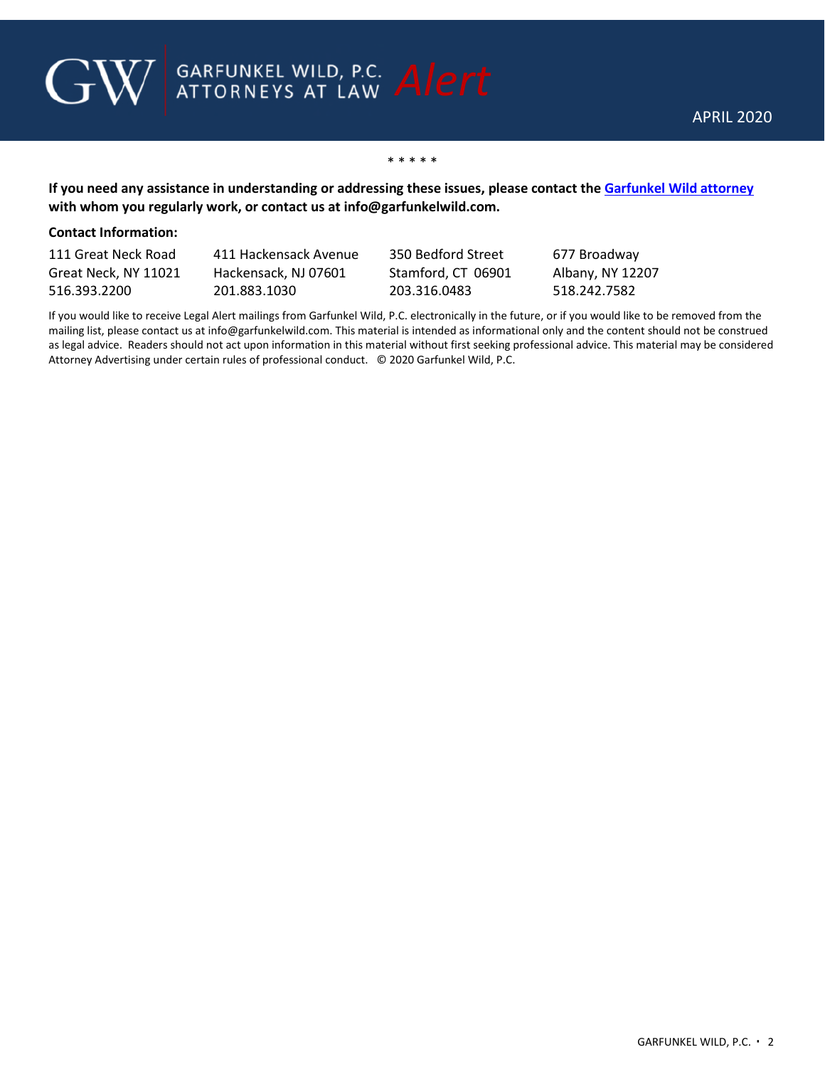\* \* \* \* \*

**If you need any assistance in understanding or addressing these issues, please contact the Garfunkel Wild attorney with whom you regularly work, or contact us at info@garfunkelwild.com.**

**Contact Information:**

| | | | |
|---|---|---|---|
| 111 Great Neck Road | 411 Hackensack Avenue | 350 Bedford Street | 677 Broadway |
| Great Neck, NY 11021 | Hackensack, NJ 07601 | Stamford, CT 06901 | Albany, NY 12207 |
| 516.393.2200 | 201.883.1030 | 203.316.0483 | 518.242.7582 |

If you would like to receive Legal Alert mailings from Garfunkel Wild, P.C. electronically in the future, or if you would like to be removed from the mailing list, please contact us at info@garfunkelwild.com. This material is intended as informational only and the content should not be construed as legal advice. Readers should not act upon information in this material without first seeking professional advice. This material may be considered Attorney Advertising under certain rules of professional conduct. © 2020 Garfunkel Wild, P.C.